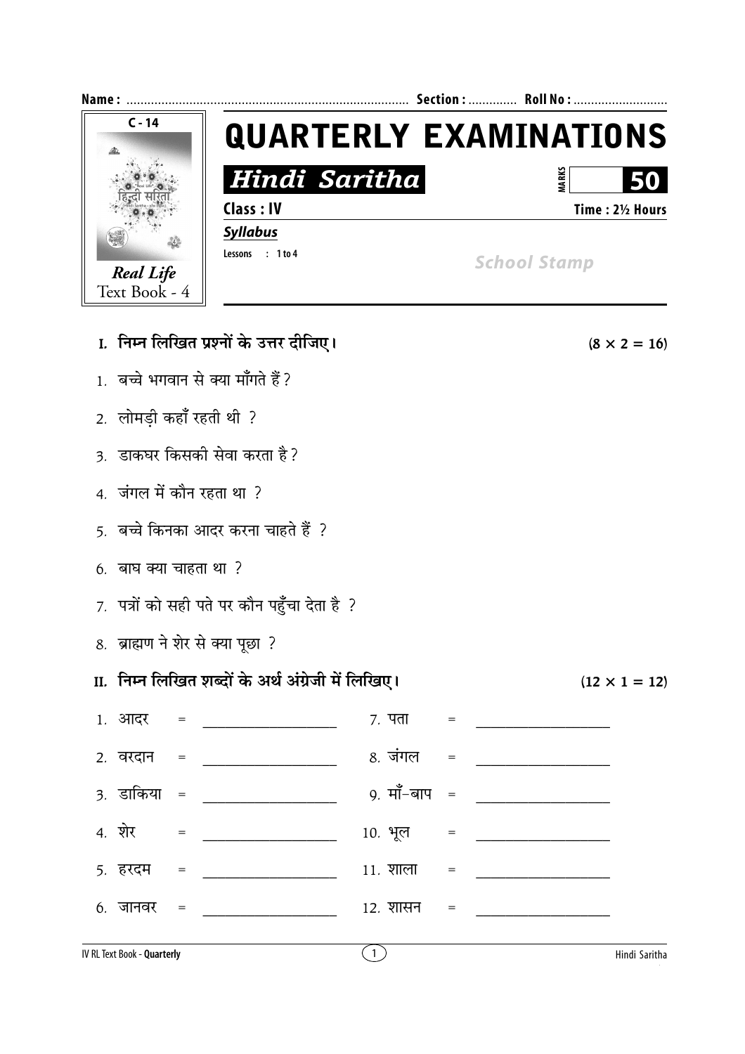Name : ................................................................................ Section : ............. Roll No : ..........................

C - 14

Real Life
Text Book - 4

# QUARTERLY EXAMINATIONS

## Hindi Saritha

MARKS **50**

**Class : IV** **Time : 2½ Hours**

***Syllabus***

Lessons : 1 to 4

*School Stamp*

**I. निम्न लिखित प्रश्नों के उत्तर दीजिए।** **(8 × 2 = 16)**

1. बच्चे भगवान से क्या माँगते हैं?
2. लोमड़ी कहाँ रहती थी ?
3. डाकघर किसकी सेवा करता है?
4. जंगल में कौन रहता था ?
5. बच्चे किनका आदर करना चाहते हैं ?
6. बाघ क्या चाहता था ?
7. पत्रों को सही पते पर कौन पहुँचा देता है ?
8. ब्राह्मण ने शेर से क्या पूछा ?

**II. निम्न लिखित शब्दों के अर्थ अंग्रेजी में लिखिए।** **(12 × 1 = 12)**

1. आदर = ___________________
2. वरदान = ___________________
3. डाकिया = ___________________
4. शेर = ___________________
5. हरदम = ___________________
6. जानवर = ___________________
7. पता = ___________________
8. जंगल = ___________________
9. माँ-बाप = ___________________
10. भूल = ___________________
11. शाला = ___________________
12. शासन = ___________________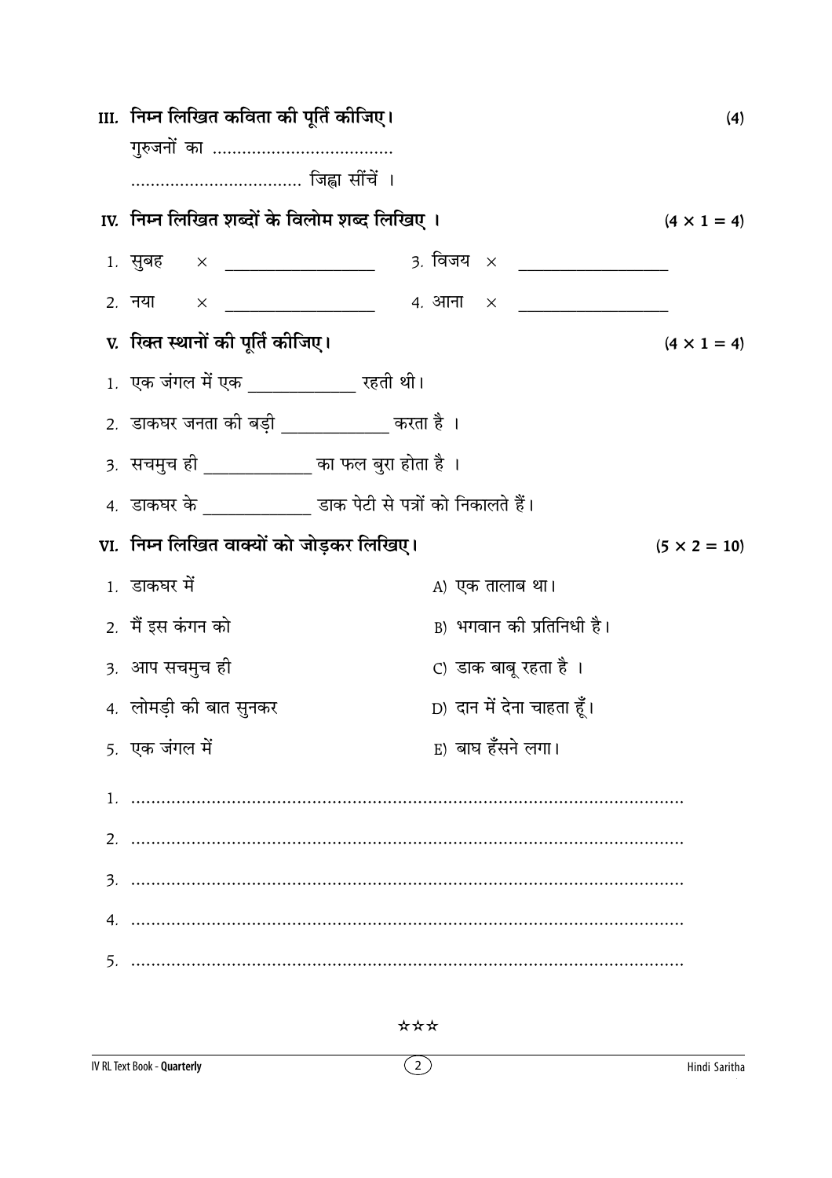**III. निम्न लिखित कविता की पूर्ति कीजिए।** **(4)**

गुरुजनों का ....................................

.................................. जिह्वा सींचें ।

**IV. निम्न लिखित शब्दों के विलोम शब्द लिखिए ।** **($4 \times 1 = 4$)**

1. सुबह × __________________   3. विजय × __________________
2. नया × __________________   4. आना × __________________

**V. रिक्त स्थानों की पूर्ति कीजिए।** **($4 \times 1 = 4$)**

1. एक जंगल में एक _____________ रहती थी।
2. डाकघर जनता की बड़ी _____________ करता है ।
3. सचमुच ही _____________ का फल बुरा होता है ।
4. डाकघर के _____________ डाक पेटी से पत्रों को निकालते हैं।

**VI. निम्न लिखित वाक्यों को जोड़कर लिखिए।** **($5 \times 2 = 10$)**

| | |
|---|---|
| 1. डाकघर में | A) एक तालाब था। |
| 2. मैं इस कंगन को | B) भगवान की प्रतिनिधी है। |
| 3. आप सचमुच ही | C) डाक बाबू रहता है । |
| 4. लोमड़ी की बात सुनकर | D) दान में देना चाहता हूँ। |
| 5. एक जंगल में | E) बाघ हँसने लगा। |

1. ...............................................................................................
2. ...............................................................................................
3. ...............................................................................................
4. ...............................................................................................
5. ...............................................................................................

☆☆☆